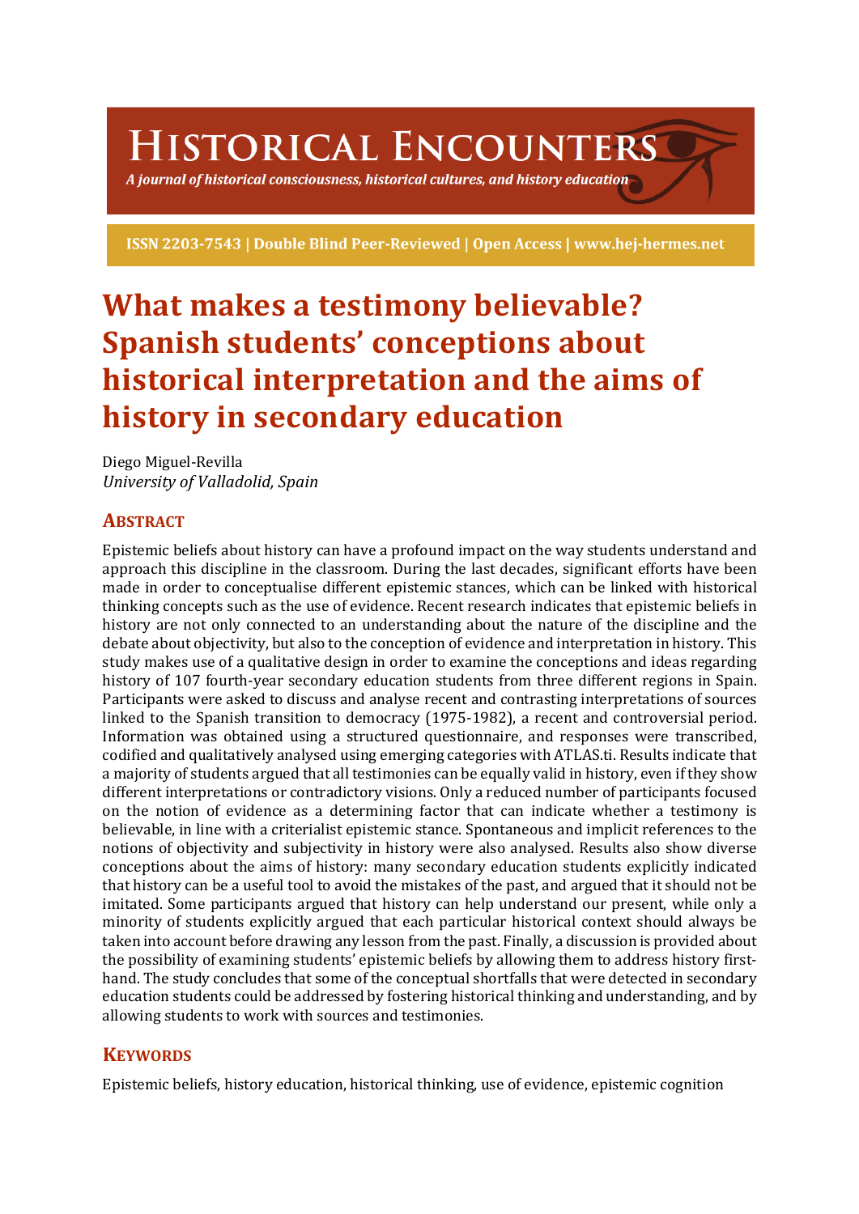# Historical Encounters

*A journal of historical consciousness, historical cultures, and history education*

**ISSN 2203-7543 | Double Blind Peer-Reviewed | Open Access | www.hej-hermes.net**

# What makes a testimony believable? Spanish students' conceptions about historical interpretation and the aims of history in secondary education

Diego Miguel-Revilla
*University of Valladolid, Spain*

## Abstract

Epistemic beliefs about history can have a profound impact on the way students understand and approach this discipline in the classroom. During the last decades, significant efforts have been made in order to conceptualise different epistemic stances, which can be linked with historical thinking concepts such as the use of evidence. Recent research indicates that epistemic beliefs in history are not only connected to an understanding about the nature of the discipline and the debate about objectivity, but also to the conception of evidence and interpretation in history. This study makes use of a qualitative design in order to examine the conceptions and ideas regarding history of 107 fourth-year secondary education students from three different regions in Spain. Participants were asked to discuss and analyse recent and contrasting interpretations of sources linked to the Spanish transition to democracy (1975-1982), a recent and controversial period. Information was obtained using a structured questionnaire, and responses were transcribed, codified and qualitatively analysed using emerging categories with ATLAS.ti. Results indicate that a majority of students argued that all testimonies can be equally valid in history, even if they show different interpretations or contradictory visions. Only a reduced number of participants focused on the notion of evidence as a determining factor that can indicate whether a testimony is believable, in line with a criterialist epistemic stance. Spontaneous and implicit references to the notions of objectivity and subjectivity in history were also analysed. Results also show diverse conceptions about the aims of history: many secondary education students explicitly indicated that history can be a useful tool to avoid the mistakes of the past, and argued that it should not be imitated. Some participants argued that history can help understand our present, while only a minority of students explicitly argued that each particular historical context should always be taken into account before drawing any lesson from the past. Finally, a discussion is provided about the possibility of examining students' epistemic beliefs by allowing them to address history first-hand. The study concludes that some of the conceptual shortfalls that were detected in secondary education students could be addressed by fostering historical thinking and understanding, and by allowing students to work with sources and testimonies.

## Keywords

Epistemic beliefs, history education, historical thinking, use of evidence, epistemic cognition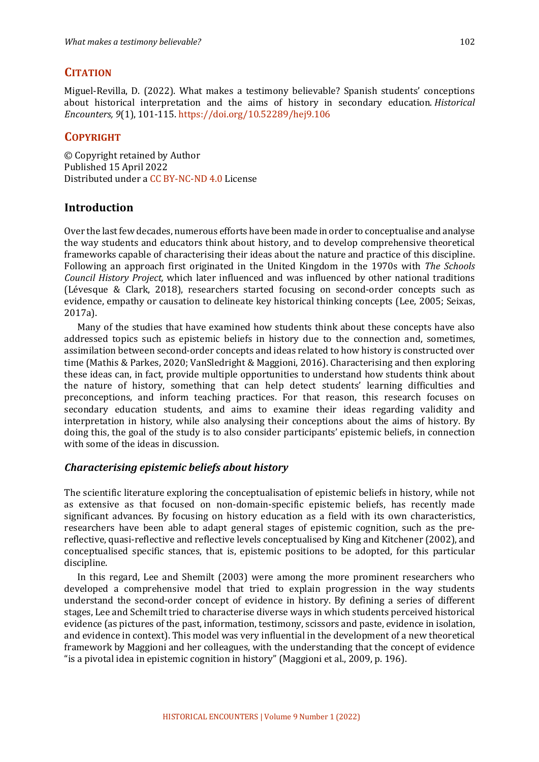## Citation

Miguel-Revilla, D. (2022). What makes a testimony believable? Spanish students' conceptions about historical interpretation and the aims of history in secondary education. *Historical Encounters, 9*(1), 101-115. https://doi.org/10.52289/hej9.106

## Copyright

© Copyright retained by Author
Published 15 April 2022
Distributed under a CC BY-NC-ND 4.0 License

## Introduction

Over the last few decades, numerous efforts have been made in order to conceptualise and analyse the way students and educators think about history, and to develop comprehensive theoretical frameworks capable of characterising their ideas about the nature and practice of this discipline. Following an approach first originated in the United Kingdom in the 1970s with *The Schools Council History Project,* which later influenced and was influenced by other national traditions (Lévesque & Clark, 2018), researchers started focusing on second-order concepts such as evidence, empathy or causation to delineate key historical thinking concepts (Lee, 2005; Seixas, 2017a).

Many of the studies that have examined how students think about these concepts have also addressed topics such as epistemic beliefs in history due to the connection and, sometimes, assimilation between second-order concepts and ideas related to how history is constructed over time (Mathis & Parkes, 2020; VanSledright & Maggioni, 2016). Characterising and then exploring these ideas can, in fact, provide multiple opportunities to understand how students think about the nature of history, something that can help detect students' learning difficulties and preconceptions, and inform teaching practices. For that reason, this research focuses on secondary education students, and aims to examine their ideas regarding validity and interpretation in history, while also analysing their conceptions about the aims of history. By doing this, the goal of the study is to also consider participants' epistemic beliefs, in connection with some of the ideas in discussion.

### *Characterising epistemic beliefs about history*

The scientific literature exploring the conceptualisation of epistemic beliefs in history, while not as extensive as that focused on non-domain-specific epistemic beliefs, has recently made significant advances. By focusing on history education as a field with its own characteristics, researchers have been able to adapt general stages of epistemic cognition, such as the pre-reflective, quasi-reflective and reflective levels conceptualised by King and Kitchener (2002), and conceptualised specific stances, that is, epistemic positions to be adopted, for this particular discipline.

In this regard, Lee and Shemilt (2003) were among the more prominent researchers who developed a comprehensive model that tried to explain progression in the way students understand the second-order concept of evidence in history. By defining a series of different stages, Lee and Schemilt tried to characterise diverse ways in which students perceived historical evidence (as pictures of the past, information, testimony, scissors and paste, evidence in isolation, and evidence in context). This model was very influential in the development of a new theoretical framework by Maggioni and her colleagues, with the understanding that the concept of evidence "is a pivotal idea in epistemic cognition in history" (Maggioni et al., 2009, p. 196).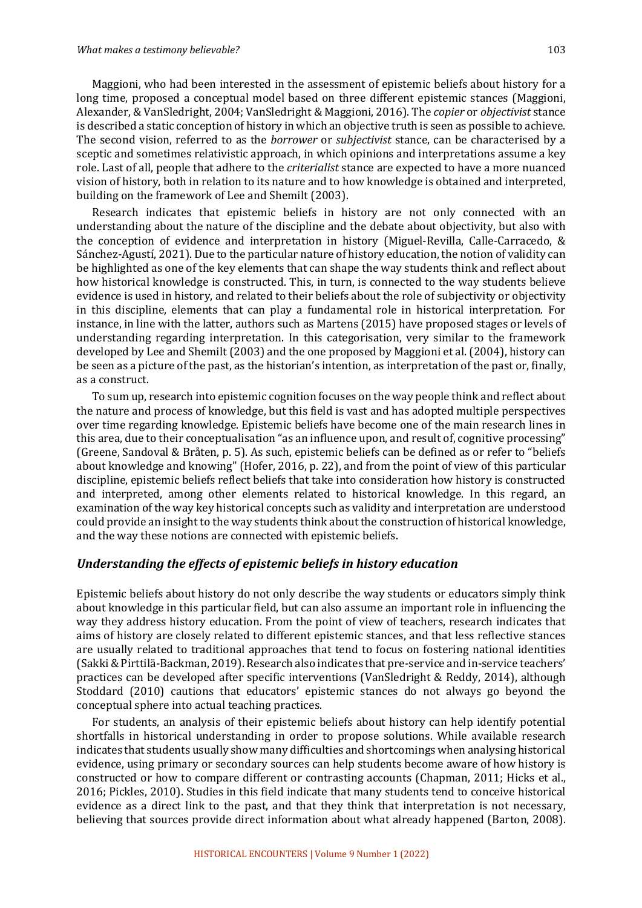Maggioni, who had been interested in the assessment of epistemic beliefs about history for a long time, proposed a conceptual model based on three different epistemic stances (Maggioni, Alexander, & VanSledright, 2004; VanSledright & Maggioni, 2016). The *copier* or *objectivist* stance is described a static conception of history in which an objective truth is seen as possible to achieve. The second vision, referred to as the *borrower* or *subjectivist* stance, can be characterised by a sceptic and sometimes relativistic approach, in which opinions and interpretations assume a key role. Last of all, people that adhere to the *criterialist* stance are expected to have a more nuanced vision of history, both in relation to its nature and to how knowledge is obtained and interpreted, building on the framework of Lee and Shemilt (2003).

Research indicates that epistemic beliefs in history are not only connected with an understanding about the nature of the discipline and the debate about objectivity, but also with the conception of evidence and interpretation in history (Miguel-Revilla, Calle-Carracedo, & Sánchez-Agustí, 2021). Due to the particular nature of history education, the notion of validity can be highlighted as one of the key elements that can shape the way students think and reflect about how historical knowledge is constructed. This, in turn, is connected to the way students believe evidence is used in history, and related to their beliefs about the role of subjectivity or objectivity in this discipline, elements that can play a fundamental role in historical interpretation. For instance, in line with the latter, authors such as Martens (2015) have proposed stages or levels of understanding regarding interpretation. In this categorisation, very similar to the framework developed by Lee and Shemilt (2003) and the one proposed by Maggioni et al. (2004), history can be seen as a picture of the past, as the historian's intention, as interpretation of the past or, finally, as a construct.

To sum up, research into epistemic cognition focuses on the way people think and reflect about the nature and process of knowledge, but this field is vast and has adopted multiple perspectives over time regarding knowledge. Epistemic beliefs have become one of the main research lines in this area, due to their conceptualisation "as an influence upon, and result of, cognitive processing" (Greene, Sandoval & Bråten, p. 5). As such, epistemic beliefs can be defined as or refer to "beliefs about knowledge and knowing" (Hofer, 2016, p. 22), and from the point of view of this particular discipline, epistemic beliefs reflect beliefs that take into consideration how history is constructed and interpreted, among other elements related to historical knowledge. In this regard, an examination of the way key historical concepts such as validity and interpretation are understood could provide an insight to the way students think about the construction of historical knowledge, and the way these notions are connected with epistemic beliefs.

### *Understanding the effects of epistemic beliefs in history education*

Epistemic beliefs about history do not only describe the way students or educators simply think about knowledge in this particular field, but can also assume an important role in influencing the way they address history education. From the point of view of teachers, research indicates that aims of history are closely related to different epistemic stances, and that less reflective stances are usually related to traditional approaches that tend to focus on fostering national identities (Sakki & Pirttilä-Backman, 2019). Research also indicates that pre-service and in-service teachers' practices can be developed after specific interventions (VanSledright & Reddy, 2014), although Stoddard (2010) cautions that educators' epistemic stances do not always go beyond the conceptual sphere into actual teaching practices.

For students, an analysis of their epistemic beliefs about history can help identify potential shortfalls in historical understanding in order to propose solutions. While available research indicates that students usually show many difficulties and shortcomings when analysing historical evidence, using primary or secondary sources can help students become aware of how history is constructed or how to compare different or contrasting accounts (Chapman, 2011; Hicks et al., 2016; Pickles, 2010). Studies in this field indicate that many students tend to conceive historical evidence as a direct link to the past, and that they think that interpretation is not necessary, believing that sources provide direct information about what already happened (Barton, 2008).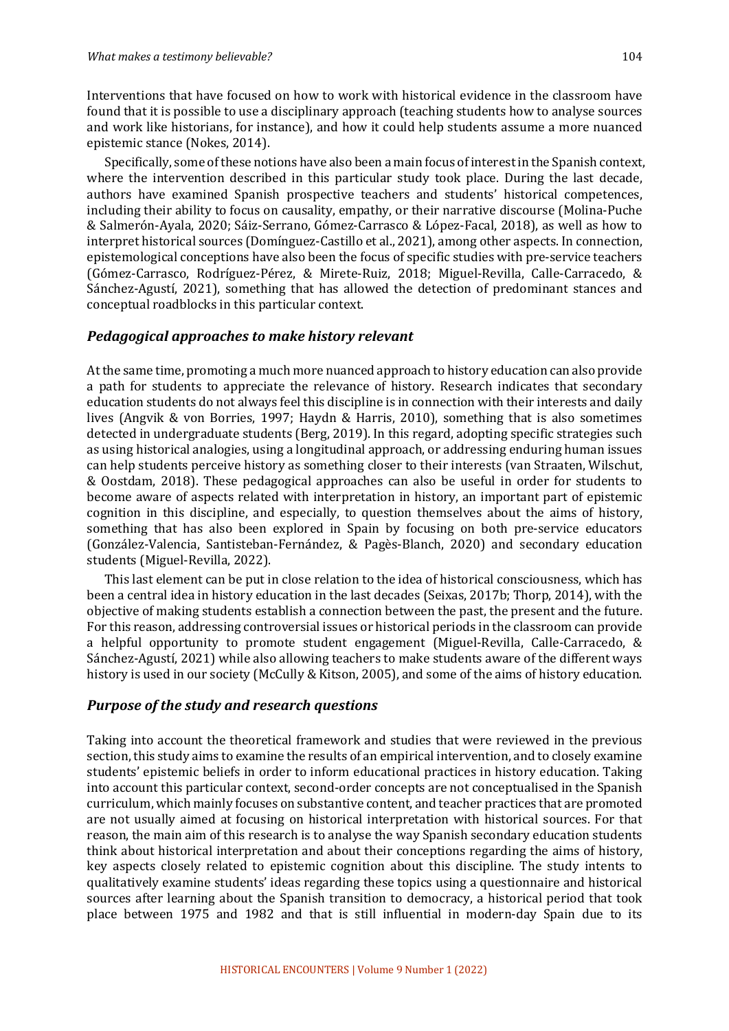Interventions that have focused on how to work with historical evidence in the classroom have found that it is possible to use a disciplinary approach (teaching students how to analyse sources and work like historians, for instance), and how it could help students assume a more nuanced epistemic stance (Nokes, 2014).

Specifically, some of these notions have also been a main focus of interest in the Spanish context, where the intervention described in this particular study took place. During the last decade, authors have examined Spanish prospective teachers and students' historical competences, including their ability to focus on causality, empathy, or their narrative discourse (Molina-Puche & Salmerón-Ayala, 2020; Sáiz-Serrano, Gómez-Carrasco & López-Facal, 2018), as well as how to interpret historical sources (Domínguez-Castillo et al., 2021), among other aspects. In connection, epistemological conceptions have also been the focus of specific studies with pre-service teachers (Gómez-Carrasco, Rodríguez-Pérez, & Mirete-Ruiz, 2018; Miguel-Revilla, Calle-Carracedo, & Sánchez-Agustí, 2021), something that has allowed the detection of predominant stances and conceptual roadblocks in this particular context.

## *Pedagogical approaches to make history relevant*

At the same time, promoting a much more nuanced approach to history education can also provide a path for students to appreciate the relevance of history. Research indicates that secondary education students do not always feel this discipline is in connection with their interests and daily lives (Angvik & von Borries, 1997; Haydn & Harris, 2010), something that is also sometimes detected in undergraduate students (Berg, 2019). In this regard, adopting specific strategies such as using historical analogies, using a longitudinal approach, or addressing enduring human issues can help students perceive history as something closer to their interests (van Straaten, Wilschut, & Oostdam, 2018). These pedagogical approaches can also be useful in order for students to become aware of aspects related with interpretation in history, an important part of epistemic cognition in this discipline, and especially, to question themselves about the aims of history, something that has also been explored in Spain by focusing on both pre-service educators (González-Valencia, Santisteban-Fernández, & Pagès-Blanch, 2020) and secondary education students (Miguel-Revilla, 2022).

This last element can be put in close relation to the idea of historical consciousness, which has been a central idea in history education in the last decades (Seixas, 2017b; Thorp, 2014), with the objective of making students establish a connection between the past, the present and the future. For this reason, addressing controversial issues or historical periods in the classroom can provide a helpful opportunity to promote student engagement (Miguel-Revilla, Calle-Carracedo, & Sánchez-Agustí, 2021) while also allowing teachers to make students aware of the different ways history is used in our society (McCully & Kitson, 2005), and some of the aims of history education.

## *Purpose of the study and research questions*

Taking into account the theoretical framework and studies that were reviewed in the previous section, this study aims to examine the results of an empirical intervention, and to closely examine students' epistemic beliefs in order to inform educational practices in history education. Taking into account this particular context, second-order concepts are not conceptualised in the Spanish curriculum, which mainly focuses on substantive content, and teacher practices that are promoted are not usually aimed at focusing on historical interpretation with historical sources. For that reason, the main aim of this research is to analyse the way Spanish secondary education students think about historical interpretation and about their conceptions regarding the aims of history, key aspects closely related to epistemic cognition about this discipline. The study intents to qualitatively examine students' ideas regarding these topics using a questionnaire and historical sources after learning about the Spanish transition to democracy, a historical period that took place between 1975 and 1982 and that is still influential in modern-day Spain due to its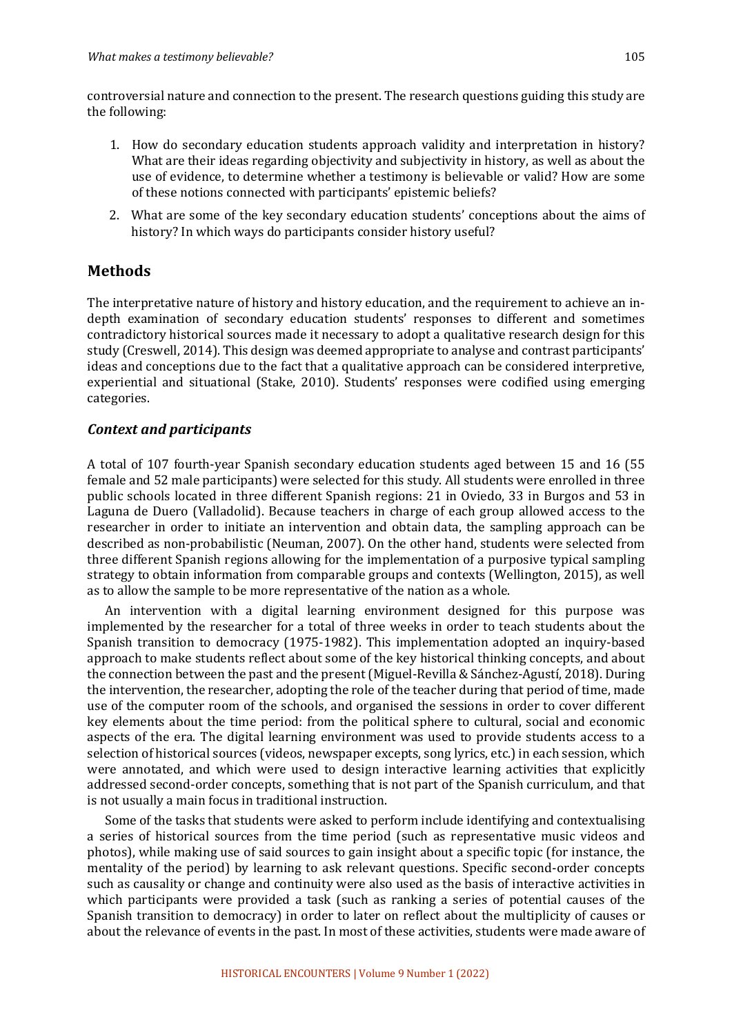controversial nature and connection to the present. The research questions guiding this study are the following:

1. How do secondary education students approach validity and interpretation in history? What are their ideas regarding objectivity and subjectivity in history, as well as about the use of evidence, to determine whether a testimony is believable or valid? How are some of these notions connected with participants' epistemic beliefs?
2. What are some of the key secondary education students' conceptions about the aims of history? In which ways do participants consider history useful?

## Methods

The interpretative nature of history and history education, and the requirement to achieve an in-depth examination of secondary education students' responses to different and sometimes contradictory historical sources made it necessary to adopt a qualitative research design for this study (Creswell, 2014). This design was deemed appropriate to analyse and contrast participants' ideas and conceptions due to the fact that a qualitative approach can be considered interpretive, experiential and situational (Stake, 2010). Students' responses were codified using emerging categories.

### *Context and participants*

A total of 107 fourth-year Spanish secondary education students aged between 15 and 16 (55 female and 52 male participants) were selected for this study. All students were enrolled in three public schools located in three different Spanish regions: 21 in Oviedo, 33 in Burgos and 53 in Laguna de Duero (Valladolid). Because teachers in charge of each group allowed access to the researcher in order to initiate an intervention and obtain data, the sampling approach can be described as non-probabilistic (Neuman, 2007). On the other hand, students were selected from three different Spanish regions allowing for the implementation of a purposive typical sampling strategy to obtain information from comparable groups and contexts (Wellington, 2015), as well as to allow the sample to be more representative of the nation as a whole.

An intervention with a digital learning environment designed for this purpose was implemented by the researcher for a total of three weeks in order to teach students about the Spanish transition to democracy (1975-1982). This implementation adopted an inquiry-based approach to make students reflect about some of the key historical thinking concepts, and about the connection between the past and the present (Miguel-Revilla & Sánchez-Agustí, 2018). During the intervention, the researcher, adopting the role of the teacher during that period of time, made use of the computer room of the schools, and organised the sessions in order to cover different key elements about the time period: from the political sphere to cultural, social and economic aspects of the era. The digital learning environment was used to provide students access to a selection of historical sources (videos, newspaper excepts, song lyrics, etc.) in each session, which were annotated, and which were used to design interactive learning activities that explicitly addressed second-order concepts, something that is not part of the Spanish curriculum, and that is not usually a main focus in traditional instruction.

Some of the tasks that students were asked to perform include identifying and contextualising a series of historical sources from the time period (such as representative music videos and photos), while making use of said sources to gain insight about a specific topic (for instance, the mentality of the period) by learning to ask relevant questions. Specific second-order concepts such as causality or change and continuity were also used as the basis of interactive activities in which participants were provided a task (such as ranking a series of potential causes of the Spanish transition to democracy) in order to later on reflect about the multiplicity of causes or about the relevance of events in the past. In most of these activities, students were made aware of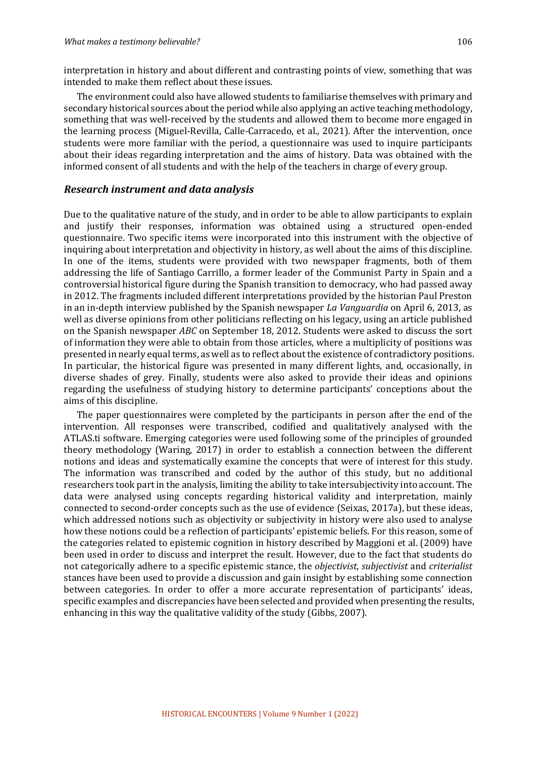interpretation in history and about different and contrasting points of view, something that was intended to make them reflect about these issues.

The environment could also have allowed students to familiarise themselves with primary and secondary historical sources about the period while also applying an active teaching methodology, something that was well-received by the students and allowed them to become more engaged in the learning process (Miguel-Revilla, Calle-Carracedo, et al., 2021). After the intervention, once students were more familiar with the period, a questionnaire was used to inquire participants about their ideas regarding interpretation and the aims of history. Data was obtained with the informed consent of all students and with the help of the teachers in charge of every group.

### *Research instrument and data analysis*

Due to the qualitative nature of the study, and in order to be able to allow participants to explain and justify their responses, information was obtained using a structured open-ended questionnaire. Two specific items were incorporated into this instrument with the objective of inquiring about interpretation and objectivity in history, as well about the aims of this discipline. In one of the items, students were provided with two newspaper fragments, both of them addressing the life of Santiago Carrillo, a former leader of the Communist Party in Spain and a controversial historical figure during the Spanish transition to democracy, who had passed away in 2012. The fragments included different interpretations provided by the historian Paul Preston in an in-depth interview published by the Spanish newspaper *La Vanguardia* on April 6, 2013, as well as diverse opinions from other politicians reflecting on his legacy, using an article published on the Spanish newspaper *ABC* on September 18, 2012. Students were asked to discuss the sort of information they were able to obtain from those articles, where a multiplicity of positions was presented in nearly equal terms, as well as to reflect about the existence of contradictory positions. In particular, the historical figure was presented in many different lights, and, occasionally, in diverse shades of grey. Finally, students were also asked to provide their ideas and opinions regarding the usefulness of studying history to determine participants' conceptions about the aims of this discipline.

The paper questionnaires were completed by the participants in person after the end of the intervention. All responses were transcribed, codified and qualitatively analysed with the ATLAS.ti software. Emerging categories were used following some of the principles of grounded theory methodology (Waring, 2017) in order to establish a connection between the different notions and ideas and systematically examine the concepts that were of interest for this study. The information was transcribed and coded by the author of this study, but no additional researchers took part in the analysis, limiting the ability to take intersubjectivity into account. The data were analysed using concepts regarding historical validity and interpretation, mainly connected to second-order concepts such as the use of evidence (Seixas, 2017a), but these ideas, which addressed notions such as objectivity or subjectivity in history were also used to analyse how these notions could be a reflection of participants' epistemic beliefs. For this reason, some of the categories related to epistemic cognition in history described by Maggioni et al. (2009) have been used in order to discuss and interpret the result. However, due to the fact that students do not categorically adhere to a specific epistemic stance, the *objectivist*, *subjectivist* and *criterialist* stances have been used to provide a discussion and gain insight by establishing some connection between categories. In order to offer a more accurate representation of participants' ideas, specific examples and discrepancies have been selected and provided when presenting the results, enhancing in this way the qualitative validity of the study (Gibbs, 2007).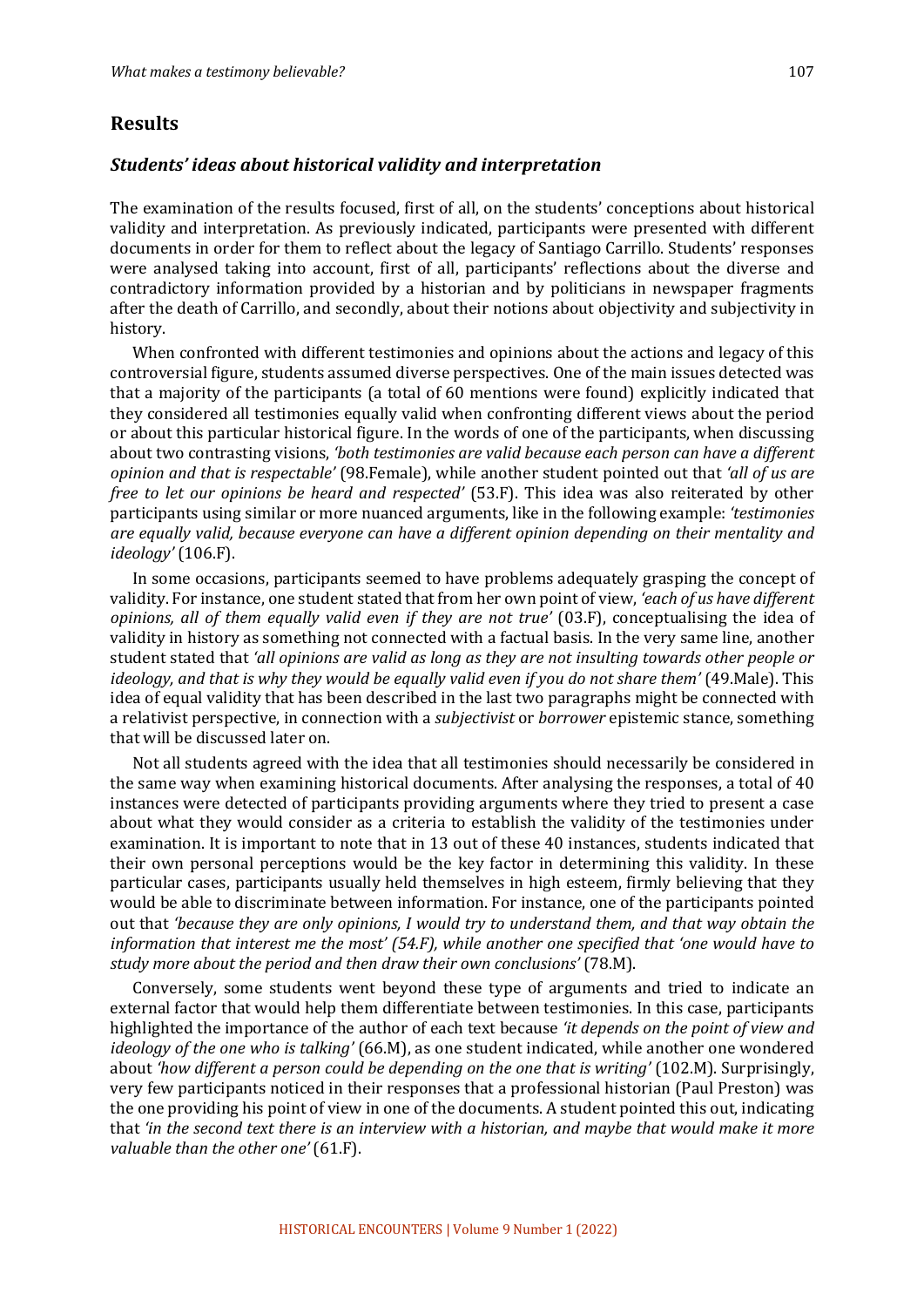## Results

### *Students' ideas about historical validity and interpretation*

The examination of the results focused, first of all, on the students' conceptions about historical validity and interpretation. As previously indicated, participants were presented with different documents in order for them to reflect about the legacy of Santiago Carrillo. Students' responses were analysed taking into account, first of all, participants' reflections about the diverse and contradictory information provided by a historian and by politicians in newspaper fragments after the death of Carrillo, and secondly, about their notions about objectivity and subjectivity in history.

When confronted with different testimonies and opinions about the actions and legacy of this controversial figure, students assumed diverse perspectives. One of the main issues detected was that a majority of the participants (a total of 60 mentions were found) explicitly indicated that they considered all testimonies equally valid when confronting different views about the period or about this particular historical figure. In the words of one of the participants, when discussing about two contrasting visions, *'both testimonies are valid because each person can have a different opinion and that is respectable'* (98.Female), while another student pointed out that *'all of us are free to let our opinions be heard and respected'* (53.F). This idea was also reiterated by other participants using similar or more nuanced arguments, like in the following example: *'testimonies are equally valid, because everyone can have a different opinion depending on their mentality and ideology'* (106.F).

In some occasions, participants seemed to have problems adequately grasping the concept of validity. For instance, one student stated that from her own point of view, *'each of us have different opinions, all of them equally valid even if they are not true'* (03.F), conceptualising the idea of validity in history as something not connected with a factual basis. In the very same line, another student stated that *'all opinions are valid as long as they are not insulting towards other people or ideology, and that is why they would be equally valid even if you do not share them'* (49.Male). This idea of equal validity that has been described in the last two paragraphs might be connected with a relativist perspective, in connection with a *subjectivist* or *borrower* epistemic stance, something that will be discussed later on.

Not all students agreed with the idea that all testimonies should necessarily be considered in the same way when examining historical documents. After analysing the responses, a total of 40 instances were detected of participants providing arguments where they tried to present a case about what they would consider as a criteria to establish the validity of the testimonies under examination. It is important to note that in 13 out of these 40 instances, students indicated that their own personal perceptions would be the key factor in determining this validity. In these particular cases, participants usually held themselves in high esteem, firmly believing that they would be able to discriminate between information. For instance, one of the participants pointed out that *'because they are only opinions, I would try to understand them, and that way obtain the information that interest me the most' (54.F), while another one specified that 'one would have to study more about the period and then draw their own conclusions'* (78.M).

Conversely, some students went beyond these type of arguments and tried to indicate an external factor that would help them differentiate between testimonies. In this case, participants highlighted the importance of the author of each text because *'it depends on the point of view and ideology of the one who is talking'* (66.M), as one student indicated, while another one wondered about *'how different a person could be depending on the one that is writing'* (102.M). Surprisingly, very few participants noticed in their responses that a professional historian (Paul Preston) was the one providing his point of view in one of the documents. A student pointed this out, indicating that *'in the second text there is an interview with a historian, and maybe that would make it more valuable than the other one'* (61.F).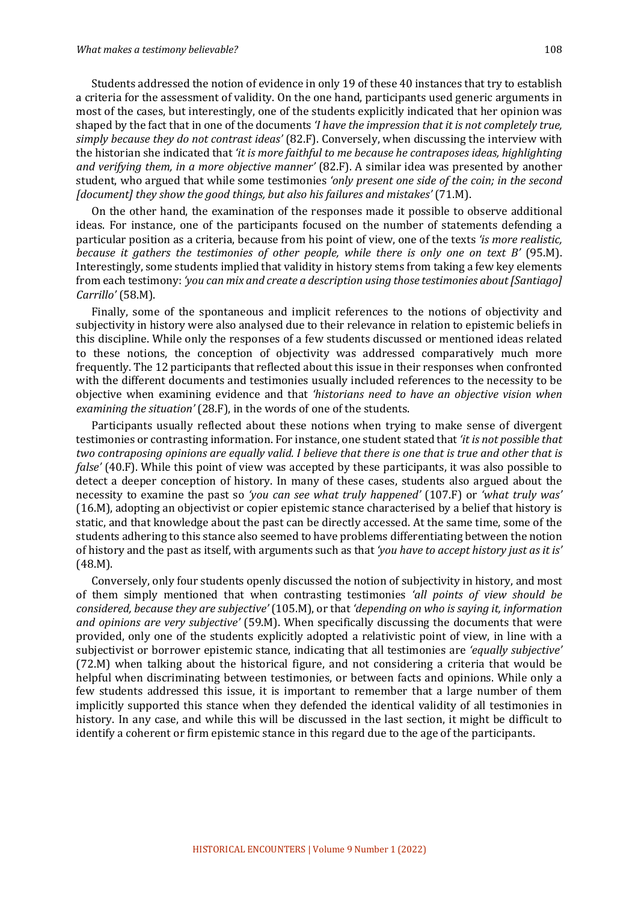Students addressed the notion of evidence in only 19 of these 40 instances that try to establish a criteria for the assessment of validity. On the one hand, participants used generic arguments in most of the cases, but interestingly, one of the students explicitly indicated that her opinion was shaped by the fact that in one of the documents *'I have the impression that it is not completely true, simply because they do not contrast ideas'* (82.F). Conversely, when discussing the interview with the historian she indicated that *'it is more faithful to me because he contraposes ideas, highlighting and verifying them, in a more objective manner'* (82.F). A similar idea was presented by another student, who argued that while some testimonies *'only present one side of the coin; in the second [document] they show the good things, but also his failures and mistakes'* (71.M).

On the other hand, the examination of the responses made it possible to observe additional ideas. For instance, one of the participants focused on the number of statements defending a particular position as a criteria, because from his point of view, one of the texts *'is more realistic, because it gathers the testimonies of other people, while there is only one on text B'* (95.M). Interestingly, some students implied that validity in history stems from taking a few key elements from each testimony: *'you can mix and create a description using those testimonies about [Santiago] Carrillo'* (58.M).

Finally, some of the spontaneous and implicit references to the notions of objectivity and subjectivity in history were also analysed due to their relevance in relation to epistemic beliefs in this discipline. While only the responses of a few students discussed or mentioned ideas related to these notions, the conception of objectivity was addressed comparatively much more frequently. The 12 participants that reflected about this issue in their responses when confronted with the different documents and testimonies usually included references to the necessity to be objective when examining evidence and that *'historians need to have an objective vision when examining the situation'* (28.F), in the words of one of the students.

Participants usually reflected about these notions when trying to make sense of divergent testimonies or contrasting information. For instance, one student stated that *'it is not possible that two contraposing opinions are equally valid. I believe that there is one that is true and other that is false'* (40.F). While this point of view was accepted by these participants, it was also possible to detect a deeper conception of history. In many of these cases, students also argued about the necessity to examine the past so *'you can see what truly happened'* (107.F) or *'what truly was'* (16.M), adopting an objectivist or copier epistemic stance characterised by a belief that history is static, and that knowledge about the past can be directly accessed. At the same time, some of the students adhering to this stance also seemed to have problems differentiating between the notion of history and the past as itself, with arguments such as that *'you have to accept history just as it is'* (48.M).

Conversely, only four students openly discussed the notion of subjectivity in history, and most of them simply mentioned that when contrasting testimonies *'all points of view should be considered, because they are subjective'* (105.M), or that *'depending on who is saying it, information and opinions are very subjective'* (59.M). When specifically discussing the documents that were provided, only one of the students explicitly adopted a relativistic point of view, in line with a subjectivist or borrower epistemic stance, indicating that all testimonies are *'equally subjective'* (72.M) when talking about the historical figure, and not considering a criteria that would be helpful when discriminating between testimonies, or between facts and opinions. While only a few students addressed this issue, it is important to remember that a large number of them implicitly supported this stance when they defended the identical validity of all testimonies in history. In any case, and while this will be discussed in the last section, it might be difficult to identify a coherent or firm epistemic stance in this regard due to the age of the participants.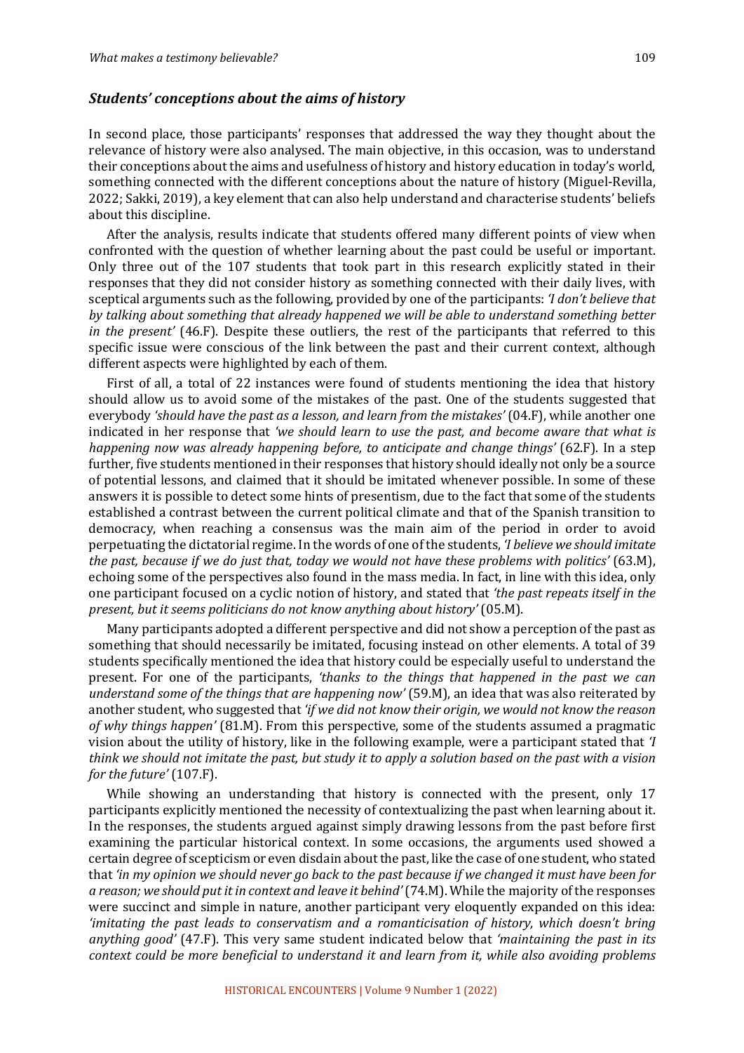### *Students' conceptions about the aims of history*

In second place, those participants' responses that addressed the way they thought about the relevance of history were also analysed. The main objective, in this occasion, was to understand their conceptions about the aims and usefulness of history and history education in today's world, something connected with the different conceptions about the nature of history (Miguel-Revilla, 2022; Sakki, 2019), a key element that can also help understand and characterise students' beliefs about this discipline.

After the analysis, results indicate that students offered many different points of view when confronted with the question of whether learning about the past could be useful or important. Only three out of the 107 students that took part in this research explicitly stated in their responses that they did not consider history as something connected with their daily lives, with sceptical arguments such as the following, provided by one of the participants: *'I don't believe that by talking about something that already happened we will be able to understand something better in the present'* (46.F). Despite these outliers, the rest of the participants that referred to this specific issue were conscious of the link between the past and their current context, although different aspects were highlighted by each of them.

First of all, a total of 22 instances were found of students mentioning the idea that history should allow us to avoid some of the mistakes of the past. One of the students suggested that everybody *'should have the past as a lesson, and learn from the mistakes'* (04.F), while another one indicated in her response that *'we should learn to use the past, and become aware that what is happening now was already happening before, to anticipate and change things'* (62.F). In a step further, five students mentioned in their responses that history should ideally not only be a source of potential lessons, and claimed that it should be imitated whenever possible. In some of these answers it is possible to detect some hints of presentism, due to the fact that some of the students established a contrast between the current political climate and that of the Spanish transition to democracy, when reaching a consensus was the main aim of the period in order to avoid perpetuating the dictatorial regime. In the words of one of the students, *'I believe we should imitate the past, because if we do just that, today we would not have these problems with politics'* (63.M), echoing some of the perspectives also found in the mass media. In fact, in line with this idea, only one participant focused on a cyclic notion of history, and stated that *'the past repeats itself in the present, but it seems politicians do not know anything about history'* (05.M).

Many participants adopted a different perspective and did not show a perception of the past as something that should necessarily be imitated, focusing instead on other elements. A total of 39 students specifically mentioned the idea that history could be especially useful to understand the present. For one of the participants, *'thanks to the things that happened in the past we can understand some of the things that are happening now'* (59.M), an idea that was also reiterated by another student, who suggested that *'if we did not know their origin, we would not know the reason of why things happen'* (81.M). From this perspective, some of the students assumed a pragmatic vision about the utility of history, like in the following example, were a participant stated that *'I think we should not imitate the past, but study it to apply a solution based on the past with a vision for the future'* (107.F).

While showing an understanding that history is connected with the present, only 17 participants explicitly mentioned the necessity of contextualizing the past when learning about it. In the responses, the students argued against simply drawing lessons from the past before first examining the particular historical context. In some occasions, the arguments used showed a certain degree of scepticism or even disdain about the past, like the case of one student, who stated that *'in my opinion we should never go back to the past because if we changed it must have been for a reason; we should put it in context and leave it behind'* (74.M). While the majority of the responses were succinct and simple in nature, another participant very eloquently expanded on this idea: *'imitating the past leads to conservatism and a romanticisation of history, which doesn't bring anything good'* (47.F). This very same student indicated below that *'maintaining the past in its context could be more beneficial to understand it and learn from it, while also avoiding problems*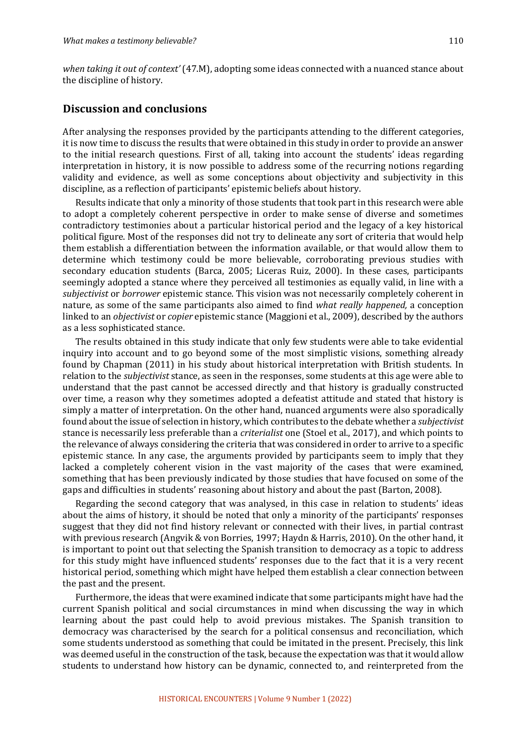*when taking it out of context'* (47.M), adopting some ideas connected with a nuanced stance about the discipline of history.

## Discussion and conclusions

After analysing the responses provided by the participants attending to the different categories, it is now time to discuss the results that were obtained in this study in order to provide an answer to the initial research questions. First of all, taking into account the students' ideas regarding interpretation in history, it is now possible to address some of the recurring notions regarding validity and evidence, as well as some conceptions about objectivity and subjectivity in this discipline, as a reflection of participants' epistemic beliefs about history.

Results indicate that only a minority of those students that took part in this research were able to adopt a completely coherent perspective in order to make sense of diverse and sometimes contradictory testimonies about a particular historical period and the legacy of a key historical political figure. Most of the responses did not try to delineate any sort of criteria that would help them establish a differentiation between the information available, or that would allow them to determine which testimony could be more believable, corroborating previous studies with secondary education students (Barca, 2005; Liceras Ruiz, 2000). In these cases, participants seemingly adopted a stance where they perceived all testimonies as equally valid, in line with a *subjectivist* or *borrower* epistemic stance. This vision was not necessarily completely coherent in nature, as some of the same participants also aimed to find *what really happened,* a conception linked to an *objectivist* or *copier* epistemic stance (Maggioni et al., 2009), described by the authors as a less sophisticated stance.

The results obtained in this study indicate that only few students were able to take evidential inquiry into account and to go beyond some of the most simplistic visions, something already found by Chapman (2011) in his study about historical interpretation with British students. In relation to the *subjectivist* stance, as seen in the responses, some students at this age were able to understand that the past cannot be accessed directly and that history is gradually constructed over time, a reason why they sometimes adopted a defeatist attitude and stated that history is simply a matter of interpretation. On the other hand, nuanced arguments were also sporadically found about the issue of selection in history, which contributes to the debate whether a *subjectivist* stance is necessarily less preferable than a *criterialist* one (Stoel et al., 2017), and which points to the relevance of always considering the criteria that was considered in order to arrive to a specific epistemic stance. In any case, the arguments provided by participants seem to imply that they lacked a completely coherent vision in the vast majority of the cases that were examined, something that has been previously indicated by those studies that have focused on some of the gaps and difficulties in students' reasoning about history and about the past (Barton, 2008).

Regarding the second category that was analysed, in this case in relation to students' ideas about the aims of history, it should be noted that only a minority of the participants' responses suggest that they did not find history relevant or connected with their lives, in partial contrast with previous research (Angvik & von Borries, 1997; Haydn & Harris, 2010). On the other hand, it is important to point out that selecting the Spanish transition to democracy as a topic to address for this study might have influenced students' responses due to the fact that it is a very recent historical period, something which might have helped them establish a clear connection between the past and the present.

Furthermore, the ideas that were examined indicate that some participants might have had the current Spanish political and social circumstances in mind when discussing the way in which learning about the past could help to avoid previous mistakes. The Spanish transition to democracy was characterised by the search for a political consensus and reconciliation, which some students understood as something that could be imitated in the present. Precisely, this link was deemed useful in the construction of the task, because the expectation was that it would allow students to understand how history can be dynamic, connected to, and reinterpreted from the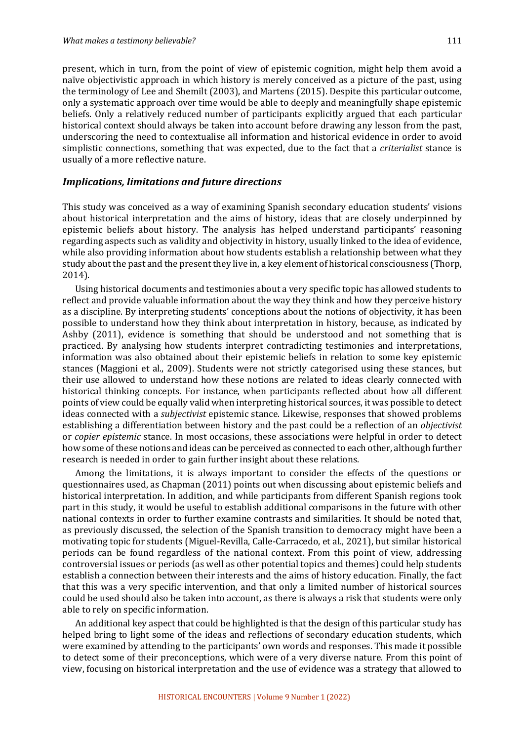present, which in turn, from the point of view of epistemic cognition, might help them avoid a naïve objectivistic approach in which history is merely conceived as a picture of the past, using the terminology of Lee and Shemilt (2003), and Martens (2015). Despite this particular outcome, only a systematic approach over time would be able to deeply and meaningfully shape epistemic beliefs. Only a relatively reduced number of participants explicitly argued that each particular historical context should always be taken into account before drawing any lesson from the past, underscoring the need to contextualise all information and historical evidence in order to avoid simplistic connections, something that was expected, due to the fact that a *criterialist* stance is usually of a more reflective nature.

### *Implications, limitations and future directions*

This study was conceived as a way of examining Spanish secondary education students' visions about historical interpretation and the aims of history, ideas that are closely underpinned by epistemic beliefs about history. The analysis has helped understand participants' reasoning regarding aspects such as validity and objectivity in history, usually linked to the idea of evidence, while also providing information about how students establish a relationship between what they study about the past and the present they live in, a key element of historical consciousness (Thorp, 2014).

Using historical documents and testimonies about a very specific topic has allowed students to reflect and provide valuable information about the way they think and how they perceive history as a discipline. By interpreting students' conceptions about the notions of objectivity, it has been possible to understand how they think about interpretation in history, because, as indicated by Ashby (2011), evidence is something that should be understood and not something that is practiced. By analysing how students interpret contradicting testimonies and interpretations, information was also obtained about their epistemic beliefs in relation to some key epistemic stances (Maggioni et al., 2009). Students were not strictly categorised using these stances, but their use allowed to understand how these notions are related to ideas clearly connected with historical thinking concepts. For instance, when participants reflected about how all different points of view could be equally valid when interpreting historical sources, it was possible to detect ideas connected with a *subjectivist* epistemic stance. Likewise, responses that showed problems establishing a differentiation between history and the past could be a reflection of an *objectivist* or *copier epistemic* stance. In most occasions, these associations were helpful in order to detect how some of these notions and ideas can be perceived as connected to each other, although further research is needed in order to gain further insight about these relations.

Among the limitations, it is always important to consider the effects of the questions or questionnaires used, as Chapman (2011) points out when discussing about epistemic beliefs and historical interpretation. In addition, and while participants from different Spanish regions took part in this study, it would be useful to establish additional comparisons in the future with other national contexts in order to further examine contrasts and similarities. It should be noted that, as previously discussed, the selection of the Spanish transition to democracy might have been a motivating topic for students (Miguel-Revilla, Calle-Carracedo, et al., 2021), but similar historical periods can be found regardless of the national context. From this point of view, addressing controversial issues or periods (as well as other potential topics and themes) could help students establish a connection between their interests and the aims of history education. Finally, the fact that this was a very specific intervention, and that only a limited number of historical sources could be used should also be taken into account, as there is always a risk that students were only able to rely on specific information.

An additional key aspect that could be highlighted is that the design of this particular study has helped bring to light some of the ideas and reflections of secondary education students, which were examined by attending to the participants' own words and responses. This made it possible to detect some of their preconceptions, which were of a very diverse nature. From this point of view, focusing on historical interpretation and the use of evidence was a strategy that allowed to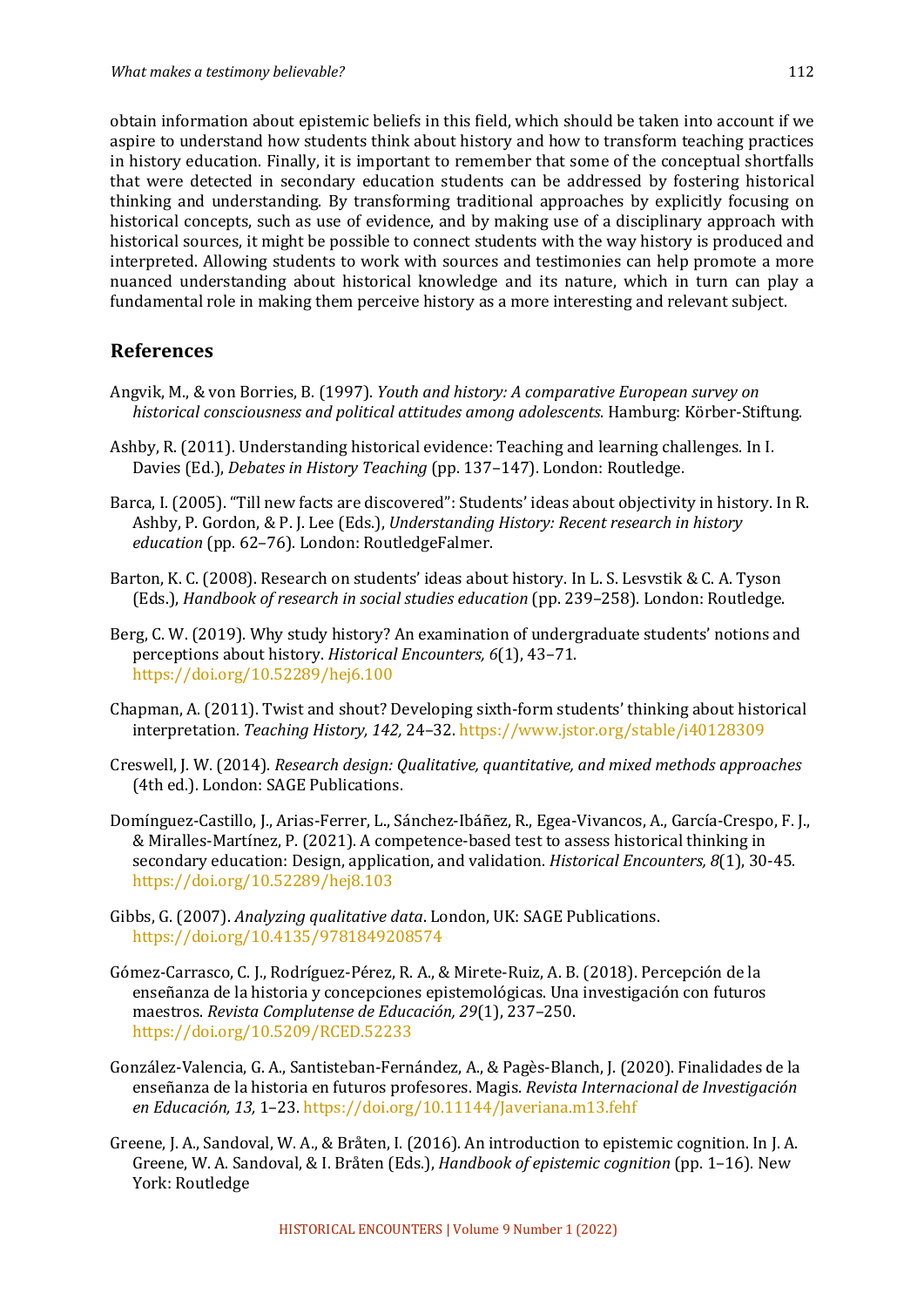obtain information about epistemic beliefs in this field, which should be taken into account if we aspire to understand how students think about history and how to transform teaching practices in history education. Finally, it is important to remember that some of the conceptual shortfalls that were detected in secondary education students can be addressed by fostering historical thinking and understanding. By transforming traditional approaches by explicitly focusing on historical concepts, such as use of evidence, and by making use of a disciplinary approach with historical sources, it might be possible to connect students with the way history is produced and interpreted. Allowing students to work with sources and testimonies can help promote a more nuanced understanding about historical knowledge and its nature, which in turn can play a fundamental role in making them perceive history as a more interesting and relevant subject.

## References

Angvik, M., & von Borries, B. (1997). *Youth and history: A comparative European survey on historical consciousness and political attitudes among adolescents*. Hamburg: Körber-Stiftung.

Ashby, R. (2011). Understanding historical evidence: Teaching and learning challenges. In I. Davies (Ed.), *Debates in History Teaching* (pp. 137–147). London: Routledge.

Barca, I. (2005). "Till new facts are discovered": Students' ideas about objectivity in history. In R. Ashby, P. Gordon, & P. J. Lee (Eds.), *Understanding History: Recent research in history education* (pp. 62–76). London: RoutledgeFalmer.

Barton, K. C. (2008). Research on students' ideas about history. In L. S. Lesvstik & C. A. Tyson (Eds.), *Handbook of research in social studies education* (pp. 239–258). London: Routledge.

Berg, C. W. (2019). Why study history? An examination of undergraduate students' notions and perceptions about history. *Historical Encounters, 6*(1), 43–71. https://doi.org/10.52289/hej6.100

Chapman, A. (2011). Twist and shout? Developing sixth-form students' thinking about historical interpretation. *Teaching History, 142,* 24–32. https://www.jstor.org/stable/i40128309

Creswell, J. W. (2014). *Research design: Qualitative, quantitative, and mixed methods approaches* (4th ed.). London: SAGE Publications.

Domínguez-Castillo, J., Arias-Ferrer, L., Sánchez-Ibáñez, R., Egea-Vivancos, A., García-Crespo, F. J., & Miralles-Martínez, P. (2021). A competence-based test to assess historical thinking in secondary education: Design, application, and validation. *Historical Encounters, 8*(1), 30-45. https://doi.org/10.52289/hej8.103

Gibbs, G. (2007). *Analyzing qualitative data*. London, UK: SAGE Publications. https://doi.org/10.4135/9781849208574

Gómez-Carrasco, C. J., Rodríguez-Pérez, R. A., & Mirete-Ruiz, A. B. (2018). Percepción de la enseñanza de la historia y concepciones epistemológicas. Una investigación con futuros maestros. *Revista Complutense de Educación, 29*(1), 237–250. https://doi.org/10.5209/RCED.52233

González-Valencia, G. A., Santisteban-Fernández, A., & Pagès-Blanch, J. (2020). Finalidades de la enseñanza de la historia en futuros profesores. Magis. *Revista Internacional de Investigación en Educación, 13,* 1–23. https://doi.org/10.11144/Javeriana.m13.fehf

Greene, J. A., Sandoval, W. A., & Bråten, I. (2016). An introduction to epistemic cognition. In J. A. Greene, W. A. Sandoval, & I. Bråten (Eds.), *Handbook of epistemic cognition* (pp. 1–16). New York: Routledge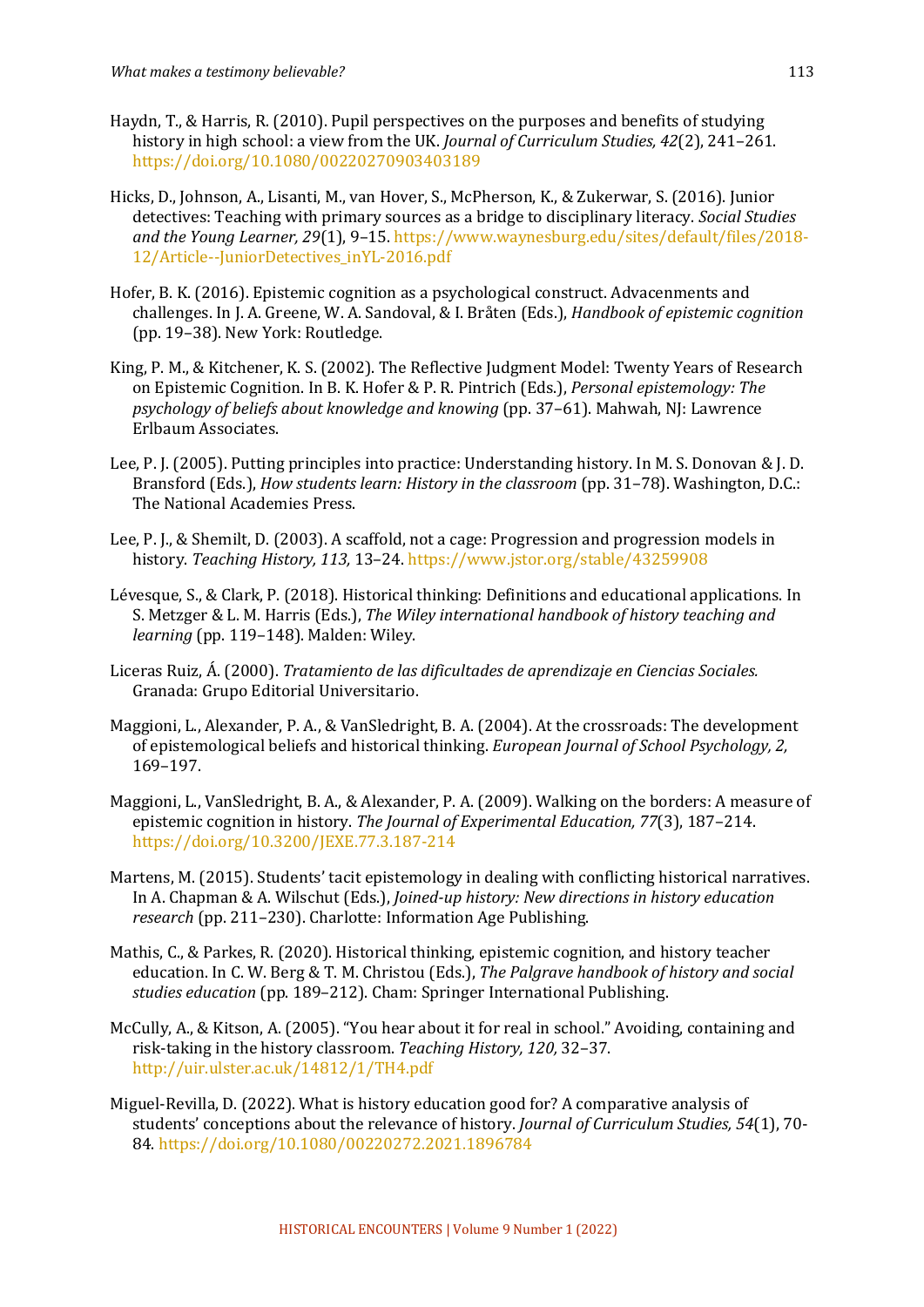Haydn, T., & Harris, R. (2010). Pupil perspectives on the purposes and benefits of studying history in high school: a view from the UK. *Journal of Curriculum Studies, 42*(2), 241–261. https://doi.org/10.1080/00220270903403189

Hicks, D., Johnson, A., Lisanti, M., van Hover, S., McPherson, K., & Zukerwar, S. (2016). Junior detectives: Teaching with primary sources as a bridge to disciplinary literacy. *Social Studies and the Young Learner, 29*(1), 9–15. https://www.waynesburg.edu/sites/default/files/2018-12/Article--JuniorDetectives_inYL-2016.pdf

Hofer, B. K. (2016). Epistemic cognition as a psychological construct. Advacenments and challenges. In J. A. Greene, W. A. Sandoval, & I. Bråten (Eds.), *Handbook of epistemic cognition* (pp. 19–38). New York: Routledge.

King, P. M., & Kitchener, K. S. (2002). The Reflective Judgment Model: Twenty Years of Research on Epistemic Cognition. In B. K. Hofer & P. R. Pintrich (Eds.), *Personal epistemology: The psychology of beliefs about knowledge and knowing* (pp. 37–61). Mahwah, NJ: Lawrence Erlbaum Associates.

Lee, P. J. (2005). Putting principles into practice: Understanding history. In M. S. Donovan & J. D. Bransford (Eds.), *How students learn: History in the classroom* (pp. 31–78). Washington, D.C.: The National Academies Press.

Lee, P. J., & Shemilt, D. (2003). A scaffold, not a cage: Progression and progression models in history. *Teaching History, 113,* 13–24. https://www.jstor.org/stable/43259908

Lévesque, S., & Clark, P. (2018). Historical thinking: Definitions and educational applications. In S. Metzger & L. M. Harris (Eds.), *The Wiley international handbook of history teaching and learning* (pp. 119–148). Malden: Wiley.

Liceras Ruiz, Á. (2000). *Tratamiento de las dificultades de aprendizaje en Ciencias Sociales.* Granada: Grupo Editorial Universitario.

Maggioni, L., Alexander, P. A., & VanSledright, B. A. (2004). At the crossroads: The development of epistemological beliefs and historical thinking. *European Journal of School Psychology, 2,* 169–197.

Maggioni, L., VanSledright, B. A., & Alexander, P. A. (2009). Walking on the borders: A measure of epistemic cognition in history. *The Journal of Experimental Education, 77*(3), 187–214. https://doi.org/10.3200/JEXE.77.3.187-214

Martens, M. (2015). Students' tacit epistemology in dealing with conflicting historical narratives. In A. Chapman & A. Wilschut (Eds.), *Joined-up history: New directions in history education research* (pp. 211–230). Charlotte: Information Age Publishing.

Mathis, C., & Parkes, R. (2020). Historical thinking, epistemic cognition, and history teacher education. In C. W. Berg & T. M. Christou (Eds.), *The Palgrave handbook of history and social studies education* (pp. 189–212). Cham: Springer International Publishing.

McCully, A., & Kitson, A. (2005). "You hear about it for real in school." Avoiding, containing and risk-taking in the history classroom. *Teaching History, 120,* 32–37. http://uir.ulster.ac.uk/14812/1/TH4.pdf

Miguel-Revilla, D. (2022). What is history education good for? A comparative analysis of students' conceptions about the relevance of history. *Journal of Curriculum Studies, 54*(1), 70-84. https://doi.org/10.1080/00220272.2021.1896784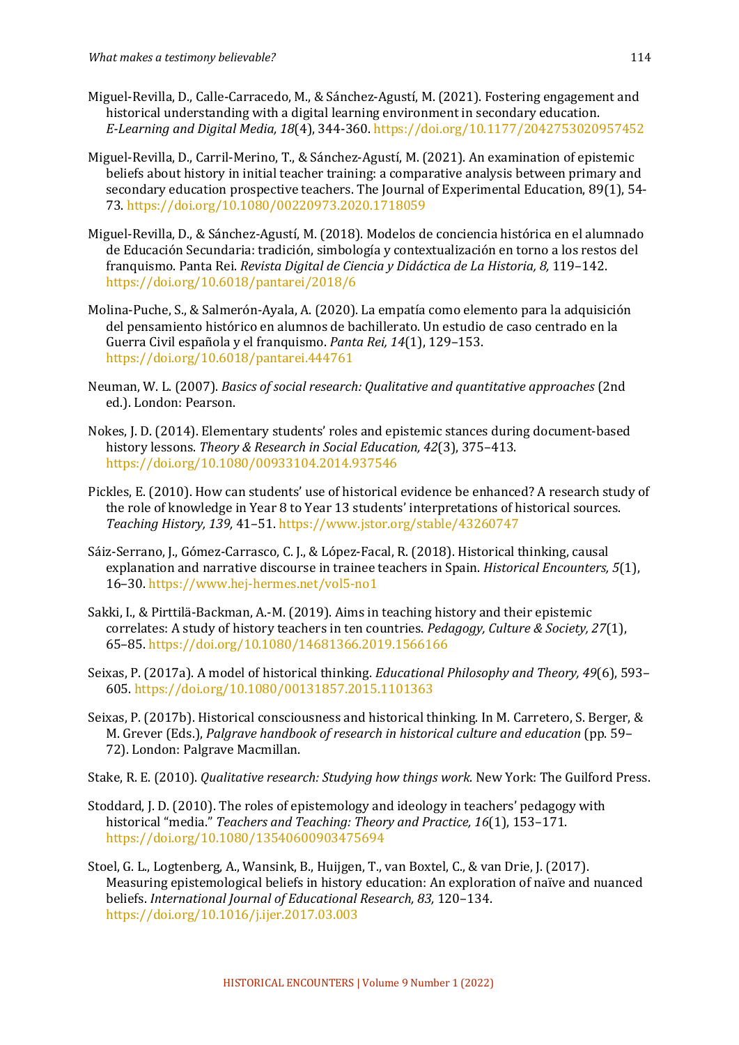Miguel-Revilla, D., Calle-Carracedo, M., & Sánchez-Agustí, M. (2021). Fostering engagement and historical understanding with a digital learning environment in secondary education. *E-Learning and Digital Media, 18*(4), 344-360. https://doi.org/10.1177/2042753020957452

Miguel-Revilla, D., Carril-Merino, T., & Sánchez-Agustí, M. (2021). An examination of epistemic beliefs about history in initial teacher training: a comparative analysis between primary and secondary education prospective teachers. The Journal of Experimental Education, 89(1), 54-73. https://doi.org/10.1080/00220973.2020.1718059

Miguel-Revilla, D., & Sánchez-Agustí, M. (2018). Modelos de conciencia histórica en el alumnado de Educación Secundaria: tradición, simbología y contextualización en torno a los restos del franquismo. Panta Rei. *Revista Digital de Ciencia y Didáctica de La Historia, 8,* 119–142. https://doi.org/10.6018/pantarei/2018/6

Molina-Puche, S., & Salmerón-Ayala, A. (2020). La empatía como elemento para la adquisición del pensamiento histórico en alumnos de bachillerato. Un estudio de caso centrado en la Guerra Civil española y el franquismo. *Panta Rei, 14*(1), 129–153. https://doi.org/10.6018/pantarei.444761

Neuman, W. L. (2007). *Basics of social research: Qualitative and quantitative approaches* (2nd ed.). London: Pearson.

Nokes, J. D. (2014). Elementary students' roles and epistemic stances during document-based history lessons. *Theory & Research in Social Education, 42*(3), 375–413. https://doi.org/10.1080/00933104.2014.937546

Pickles, E. (2010). How can students' use of historical evidence be enhanced? A research study of the role of knowledge in Year 8 to Year 13 students' interpretations of historical sources. *Teaching History, 139,* 41–51. https://www.jstor.org/stable/43260747

Sáiz-Serrano, J., Gómez-Carrasco, C. J., & López-Facal, R. (2018). Historical thinking, causal explanation and narrative discourse in trainee teachers in Spain. *Historical Encounters, 5*(1), 16–30. https://www.hej-hermes.net/vol5-no1

Sakki, I., & Pirttilä-Backman, A.-M. (2019). Aims in teaching history and their epistemic correlates: A study of history teachers in ten countries. *Pedagogy, Culture & Society, 27*(1), 65–85. https://doi.org/10.1080/14681366.2019.1566166

Seixas, P. (2017a). A model of historical thinking. *Educational Philosophy and Theory, 49*(6), 593–605. https://doi.org/10.1080/00131857.2015.1101363

Seixas, P. (2017b). Historical consciousness and historical thinking. In M. Carretero, S. Berger, & M. Grever (Eds.), *Palgrave handbook of research in historical culture and education* (pp. 59–72). London: Palgrave Macmillan.

Stake, R. E. (2010). *Qualitative research: Studying how things work.* New York: The Guilford Press.

Stoddard, J. D. (2010). The roles of epistemology and ideology in teachers' pedagogy with historical "media." *Teachers and Teaching: Theory and Practice, 16*(1), 153–171. https://doi.org/10.1080/13540600903475694

Stoel, G. L., Logtenberg, A., Wansink, B., Huijgen, T., van Boxtel, C., & van Drie, J. (2017). Measuring epistemological beliefs in history education: An exploration of naïve and nuanced beliefs. *International Journal of Educational Research, 83,* 120–134. https://doi.org/10.1016/j.ijer.2017.03.003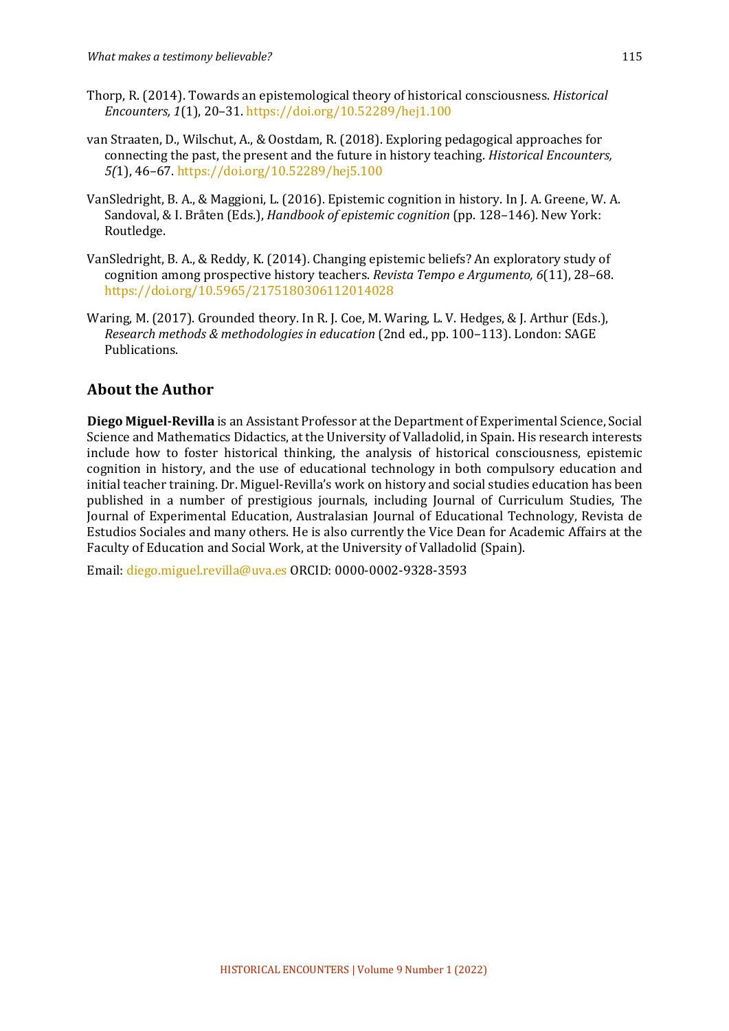Thorp, R. (2014). Towards an epistemological theory of historical consciousness. *Historical Encounters, 1*(1), 20–31. https://doi.org/10.52289/hej1.100

van Straaten, D., Wilschut, A., & Oostdam, R. (2018). Exploring pedagogical approaches for connecting the past, the present and the future in history teaching. *Historical Encounters, 5(*1), 46–67. https://doi.org/10.52289/hej5.100

VanSledright, B. A., & Maggioni, L. (2016). Epistemic cognition in history. In J. A. Greene, W. A. Sandoval, & I. Bråten (Eds.), *Handbook of epistemic cognition* (pp. 128–146). New York: Routledge.

VanSledright, B. A., & Reddy, K. (2014). Changing epistemic beliefs? An exploratory study of cognition among prospective history teachers. *Revista Tempo e Argumento, 6*(11), 28–68. https://doi.org/10.5965/2175180306112014028

Waring, M. (2017). Grounded theory. In R. J. Coe, M. Waring, L. V. Hedges, & J. Arthur (Eds.), *Research methods & methodologies in education* (2nd ed., pp. 100–113). London: SAGE Publications.

## About the Author

**Diego Miguel-Revilla** is an Assistant Professor at the Department of Experimental Science, Social Science and Mathematics Didactics, at the University of Valladolid, in Spain. His research interests include how to foster historical thinking, the analysis of historical consciousness, epistemic cognition in history, and the use of educational technology in both compulsory education and initial teacher training. Dr. Miguel-Revilla's work on history and social studies education has been published in a number of prestigious journals, including Journal of Curriculum Studies, The Journal of Experimental Education, Australasian Journal of Educational Technology, Revista de Estudios Sociales and many others. He is also currently the Vice Dean for Academic Affairs at the Faculty of Education and Social Work, at the University of Valladolid (Spain).

Email: diego.miguel.revilla@uva.es ORCID: 0000-0002-9328-3593